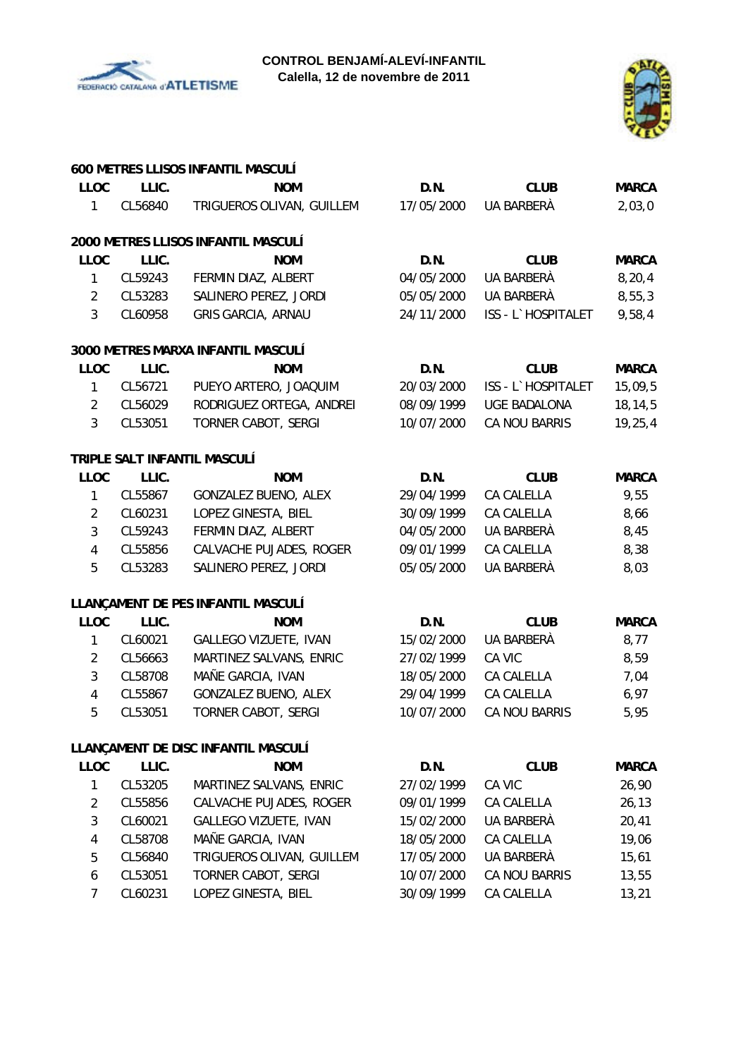**CONTROL BENJAMÍ-ALEVÍ-INFANTIL**
**Calella, 12 de novembre de 2011**

### 600 METRES LLISOS INFANTIL MASCULÍ

| LLOC | LLIC. | NOM | D.N. | CLUB | MARCA |
|---|---|---|---|---|---|
| 1 | CL56840 | TRIGUEROS OLIVAN, GUILLEM | 17/05/2000 | UA BARBERÀ | 2,03,0 |

### 2000 METRES LLISOS INFANTIL MASCULÍ

| LLOC | LLIC. | NOM | D.N. | CLUB | MARCA |
|---|---|---|---|---|---|
| 1 | CL59243 | FERMIN DIAZ, ALBERT | 04/05/2000 | UA BARBERÀ | 8,20,4 |
| 2 | CL53283 | SALINERO PEREZ, JORDI | 05/05/2000 | UA BARBERÀ | 8,55,3 |
| 3 | CL60958 | GRIS GARCIA, ARNAU | 24/11/2000 | ISS - L`HOSPITALET | 9,58,4 |

### 3000 METRES MARXA INFANTIL MASCULÍ

| LLOC | LLIC. | NOM | D.N. | CLUB | MARCA |
|---|---|---|---|---|---|
| 1 | CL56721 | PUEYO ARTERO, JOAQUIM | 20/03/2000 | ISS - L`HOSPITALET | 15,09,5 |
| 2 | CL56029 | RODRIGUEZ ORTEGA, ANDREI | 08/09/1999 | UGE BADALONA | 18,14,5 |
| 3 | CL53051 | TORNER CABOT, SERGI | 10/07/2000 | CA NOU BARRIS | 19,25,4 |

### TRIPLE SALT INFANTIL MASCULÍ

| LLOC | LLIC. | NOM | D.N. | CLUB | MARCA |
|---|---|---|---|---|---|
| 1 | CL55867 | GONZALEZ BUENO, ALEX | 29/04/1999 | CA CALELLA | 9,55 |
| 2 | CL60231 | LOPEZ GINESTA, BIEL | 30/09/1999 | CA CALELLA | 8,66 |
| 3 | CL59243 | FERMIN DIAZ, ALBERT | 04/05/2000 | UA BARBERÀ | 8,45 |
| 4 | CL55856 | CALVACHE PUJADES, ROGER | 09/01/1999 | CA CALELLA | 8,38 |
| 5 | CL53283 | SALINERO PEREZ, JORDI | 05/05/2000 | UA BARBERÀ | 8,03 |

### LLANÇAMENT DE PES INFANTIL MASCULÍ

| LLOC | LLIC. | NOM | D.N. | CLUB | MARCA |
|---|---|---|---|---|---|
| 1 | CL60021 | GALLEGO VIZUETE, IVAN | 15/02/2000 | UA BARBERÀ | 8,77 |
| 2 | CL56663 | MARTINEZ SALVANS, ENRIC | 27/02/1999 | CA VIC | 8,59 |
| 3 | CL58708 | MAÑE GARCIA, IVAN | 18/05/2000 | CA CALELLA | 7,04 |
| 4 | CL55867 | GONZALEZ BUENO, ALEX | 29/04/1999 | CA CALELLA | 6,97 |
| 5 | CL53051 | TORNER CABOT, SERGI | 10/07/2000 | CA NOU BARRIS | 5,95 |

### LLANÇAMENT DE DISC INFANTIL MASCULÍ

| LLOC | LLIC. | NOM | D.N. | CLUB | MARCA |
|---|---|---|---|---|---|
| 1 | CL53205 | MARTINEZ SALVANS, ENRIC | 27/02/1999 | CA VIC | 26,90 |
| 2 | CL55856 | CALVACHE PUJADES, ROGER | 09/01/1999 | CA CALELLA | 26,13 |
| 3 | CL60021 | GALLEGO VIZUETE, IVAN | 15/02/2000 | UA BARBERÀ | 20,41 |
| 4 | CL58708 | MAÑE GARCIA, IVAN | 18/05/2000 | CA CALELLA | 19,06 |
| 5 | CL56840 | TRIGUEROS OLIVAN, GUILLEM | 17/05/2000 | UA BARBERÀ | 15,61 |
| 6 | CL53051 | TORNER CABOT, SERGI | 10/07/2000 | CA NOU BARRIS | 13,55 |
| 7 | CL60231 | LOPEZ GINESTA, BIEL | 30/09/1999 | CA CALELLA | 13,21 |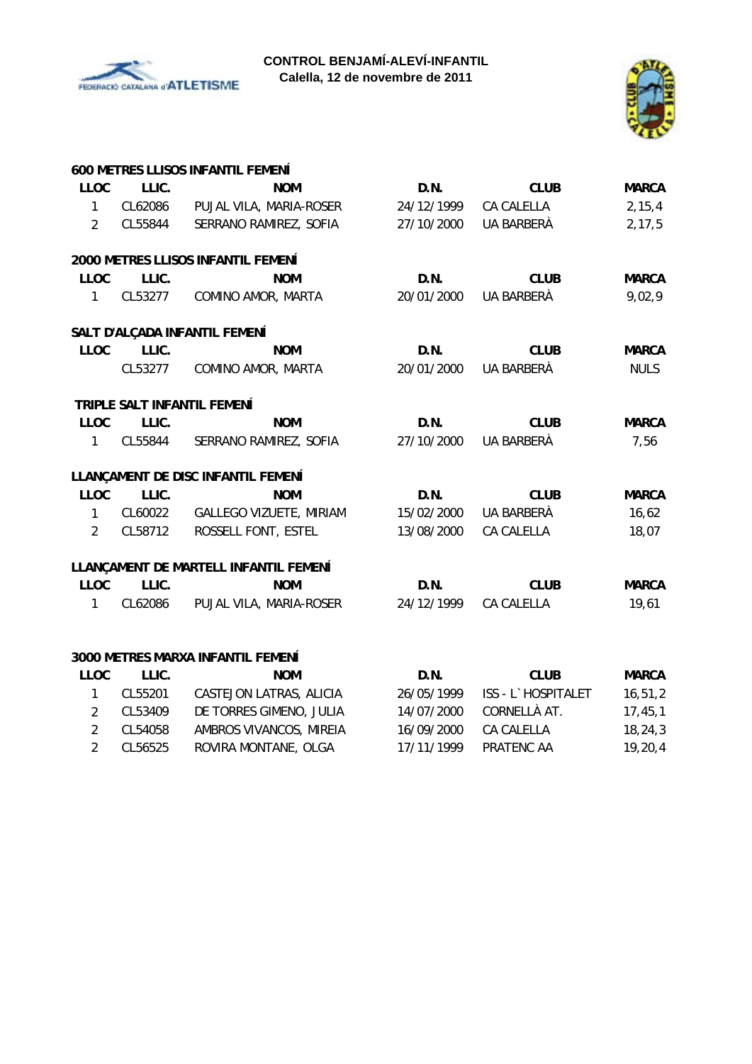**CONTROL BENJAMÍ-ALEVÍ-INFANTIL**
**Calella, 12 de novembre de 2011**

### 600 METRES LLISOS INFANTIL FEMENÍ

| LLOC | LLIC. | NOM | D.N. | CLUB | MARCA |
|---|---|---|---|---|---|
| 1 | CL62086 | PUJAL VILA, MARIA-ROSER | 24/12/1999 | CA CALELLA | 2,15,4 |
| 2 | CL55844 | SERRANO RAMIREZ, SOFIA | 27/10/2000 | UA BARBERÀ | 2,17,5 |

### 2000 METRES LLISOS INFANTIL FEMENÍ

| LLOC | LLIC. | NOM | D.N. | CLUB | MARCA |
|---|---|---|---|---|---|
| 1 | CL53277 | COMINO AMOR, MARTA | 20/01/2000 | UA BARBERÀ | 9,02,9 |

### SALT D'ALÇADA INFANTIL FEMENÍ

| LLOC | LLIC. | NOM | D.N. | CLUB | MARCA |
|---|---|---|---|---|---|
| | CL53277 | COMINO AMOR, MARTA | 20/01/2000 | UA BARBERÀ | NULS |

### TRIPLE SALT INFANTIL FEMENÍ

| LLOC | LLIC. | NOM | D.N. | CLUB | MARCA |
|---|---|---|---|---|---|
| 1 | CL55844 | SERRANO RAMIREZ, SOFIA | 27/10/2000 | UA BARBERÀ | 7,56 |

### LLANÇAMENT DE DISC INFANTIL FEMENÍ

| LLOC | LLIC. | NOM | D.N. | CLUB | MARCA |
|---|---|---|---|---|---|
| 1 | CL60022 | GALLEGO VIZUETE, MIRIAM | 15/02/2000 | UA BARBERÀ | 16,62 |
| 2 | CL58712 | ROSSELL FONT, ESTEL | 13/08/2000 | CA CALELLA | 18,07 |

### LLANÇAMENT DE MARTELL INFANTIL FEMENÍ

| LLOC | LLIC. | NOM | D.N. | CLUB | MARCA |
|---|---|---|---|---|---|
| 1 | CL62086 | PUJAL VILA, MARIA-ROSER | 24/12/1999 | CA CALELLA | 19,61 |

### 3000 METRES MARXA INFANTIL FEMENÍ

| LLOC | LLIC. | NOM | D.N. | CLUB | MARCA |
|---|---|---|---|---|---|
| 1 | CL55201 | CASTEJON LATRAS, ALICIA | 26/05/1999 | ISS - L`HOSPITALET | 16,51,2 |
| 2 | CL53409 | DE TORRES GIMENO, JULIA | 14/07/2000 | CORNELLÀ AT. | 17,45,1 |
| 2 | CL54058 | AMBROS VIVANCOS, MIREIA | 16/09/2000 | CA CALELLA | 18,24,3 |
| 2 | CL56525 | ROVIRA MONTANE, OLGA | 17/11/1999 | PRATENC AA | 19,20,4 |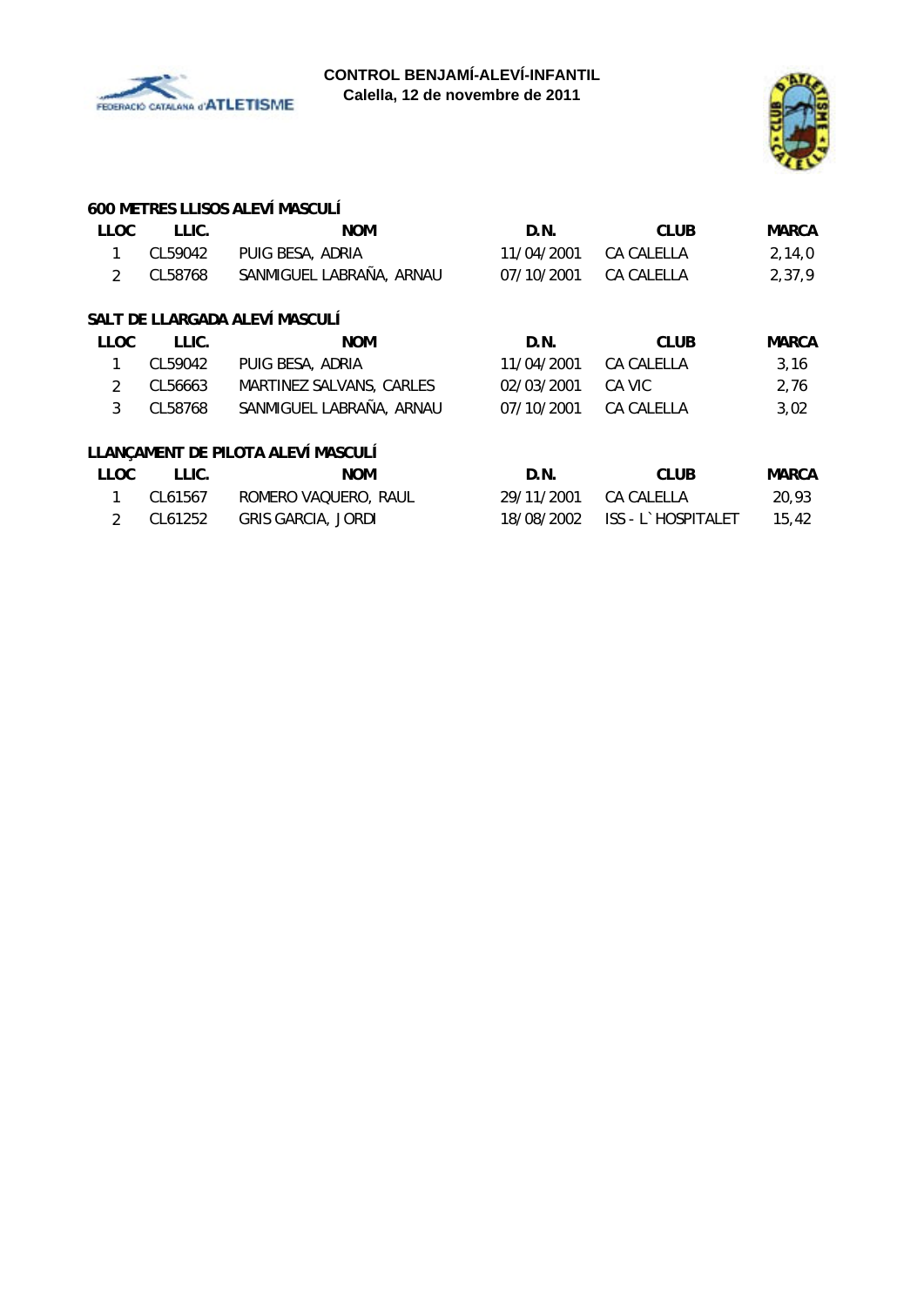**CONTROL BENJAMÍ-ALEVÍ-INFANTIL**
**Calella, 12 de novembre de 2011**

### 600 METRES LLISOS ALEVÍ MASCULÍ

| LLOC | LLIC. | NOM | D.N. | CLUB | MARCA |
|---|---|---|---|---|---|
| 1 | CL59042 | PUIG BESA, ADRIA | 11/04/2001 | CA CALELLA | 2,14,0 |
| 2 | CL58768 | SANMIGUEL LABRAÑA, ARNAU | 07/10/2001 | CA CALELLA | 2,37,9 |

### SALT DE LLARGADA ALEVÍ MASCULÍ

| LLOC | LLIC. | NOM | D.N. | CLUB | MARCA |
|---|---|---|---|---|---|
| 1 | CL59042 | PUIG BESA, ADRIA | 11/04/2001 | CA CALELLA | 3,16 |
| 2 | CL56663 | MARTINEZ SALVANS, CARLES | 02/03/2001 | CA VIC | 2,76 |
| 3 | CL58768 | SANMIGUEL LABRAÑA, ARNAU | 07/10/2001 | CA CALELLA | 3,02 |

### LLANÇAMENT DE PILOTA ALEVÍ MASCULÍ

| LLOC | LLIC. | NOM | D.N. | CLUB | MARCA |
|---|---|---|---|---|---|
| 1 | CL61567 | ROMERO VAQUERO, RAUL | 29/11/2001 | CA CALELLA | 20,93 |
| 2 | CL61252 | GRIS GARCIA, JORDI | 18/08/2002 | ISS - L`HOSPITALET | 15,42 |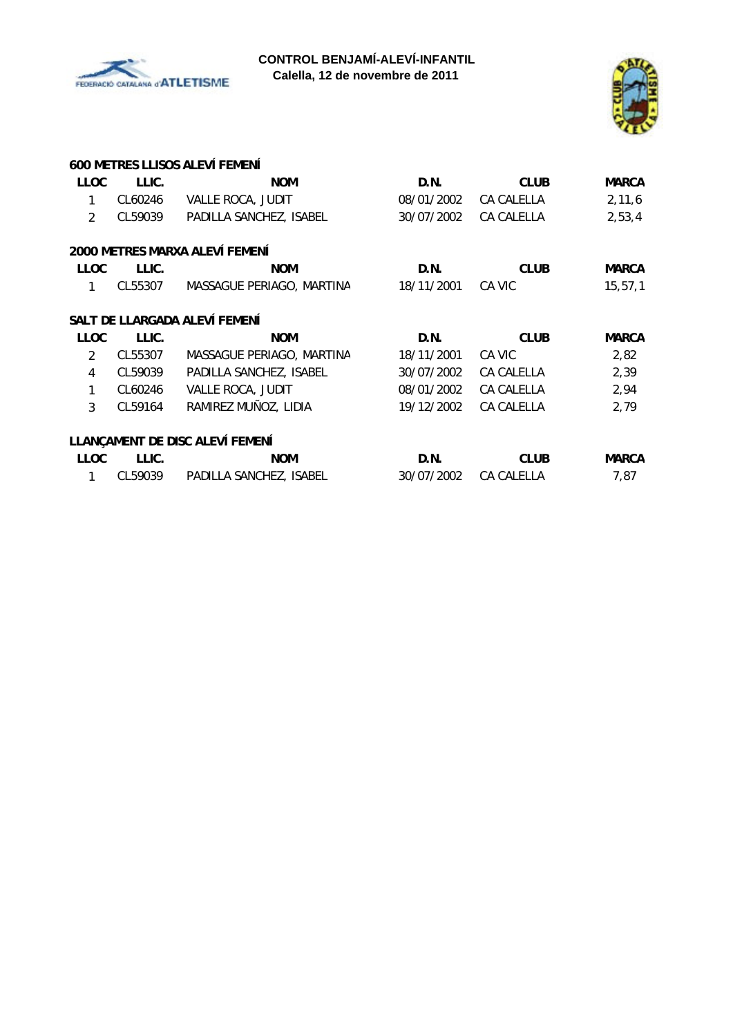**CONTROL BENJAMÍ-ALEVÍ-INFANTIL**
**Calella, 12 de novembre de 2011**

### 600 METRES LLISOS ALEVÍ FEMENÍ

| LLOC | LLIC. | NOM | D.N. | CLUB | MARCA |
|---|---|---|---|---|---|
| 1 | CL60246 | VALLE ROCA, JUDIT | 08/01/2002 | CA CALELLA | 2,11,6 |
| 2 | CL59039 | PADILLA SANCHEZ, ISABEL | 30/07/2002 | CA CALELLA | 2,53,4 |

### 2000 METRES MARXA ALEVÍ FEMENÍ

| LLOC | LLIC. | NOM | D.N. | CLUB | MARCA |
|---|---|---|---|---|---|
| 1 | CL55307 | MASSAGUE PERIAGO, MARTINA | 18/11/2001 | CA VIC | 15,57,1 |

### SALT DE LLARGADA ALEVÍ FEMENÍ

| LLOC | LLIC. | NOM | D.N. | CLUB | MARCA |
|---|---|---|---|---|---|
| 2 | CL55307 | MASSAGUE PERIAGO, MARTINA | 18/11/2001 | CA VIC | 2,82 |
| 4 | CL59039 | PADILLA SANCHEZ, ISABEL | 30/07/2002 | CA CALELLA | 2,39 |
| 1 | CL60246 | VALLE ROCA, JUDIT | 08/01/2002 | CA CALELLA | 2,94 |
| 3 | CL59164 | RAMIREZ MUÑOZ, LIDIA | 19/12/2002 | CA CALELLA | 2,79 |

### LLANÇAMENT DE DISC ALEVÍ FEMENÍ

| LLOC | LLIC. | NOM | D.N. | CLUB | MARCA |
|---|---|---|---|---|---|
| 1 | CL59039 | PADILLA SANCHEZ, ISABEL | 30/07/2002 | CA CALELLA | 7,87 |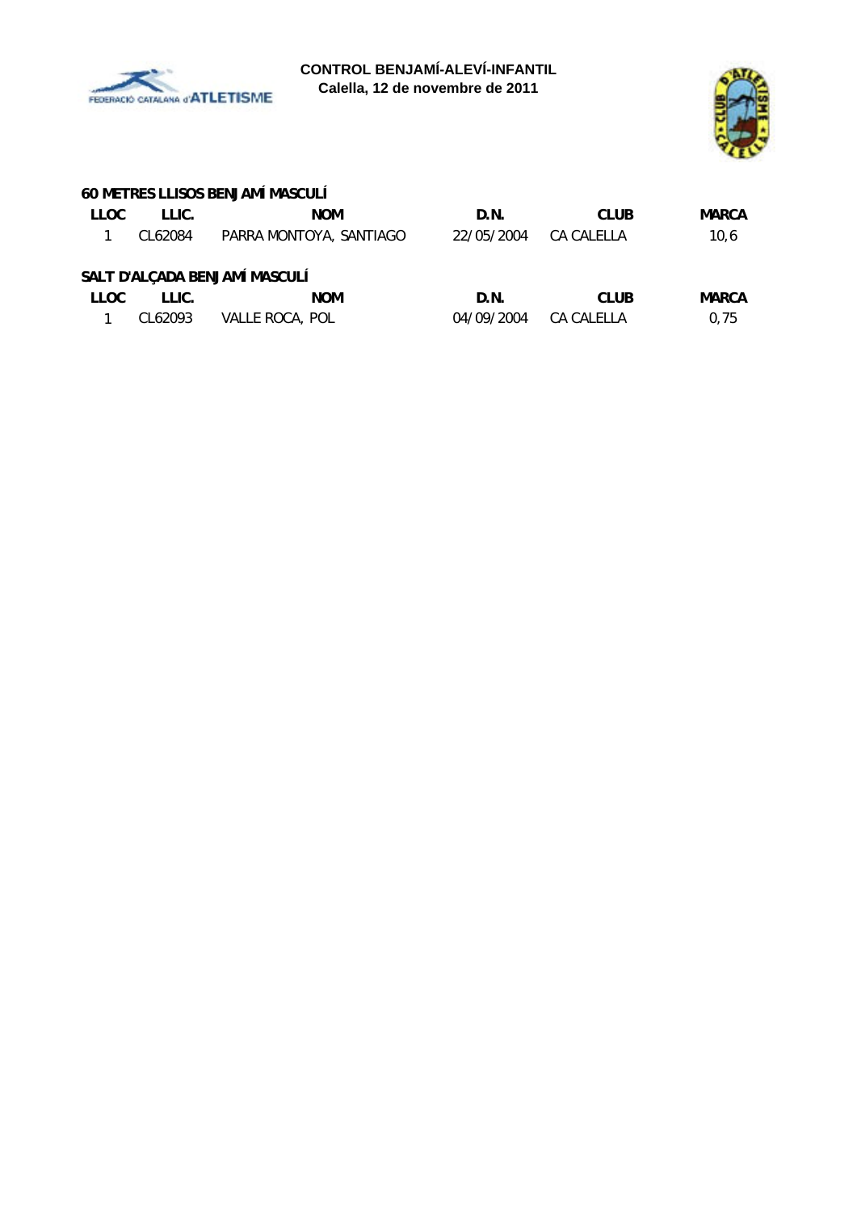**CONTROL BENJAMÍ-ALEVÍ-INFANTIL**
**Calella, 12 de novembre de 2011**

### 60 METRES LLISOS BENJAMÍ MASCULÍ

| LLOC | LLIC. | NOM | D.N. | CLUB | MARCA |
|---|---|---|---|---|---|
| 1 | CL62084 | PARRA MONTOYA, SANTIAGO | 22/05/2004 | CA CALELLA | 10,6 |

### SALT D'ALÇADA BENJAMÍ MASCULÍ

| LLOC | LLIC. | NOM | D.N. | CLUB | MARCA |
|---|---|---|---|---|---|
| 1 | CL62093 | VALLE ROCA, POL | 04/09/2004 | CA CALELLA | 0,75 |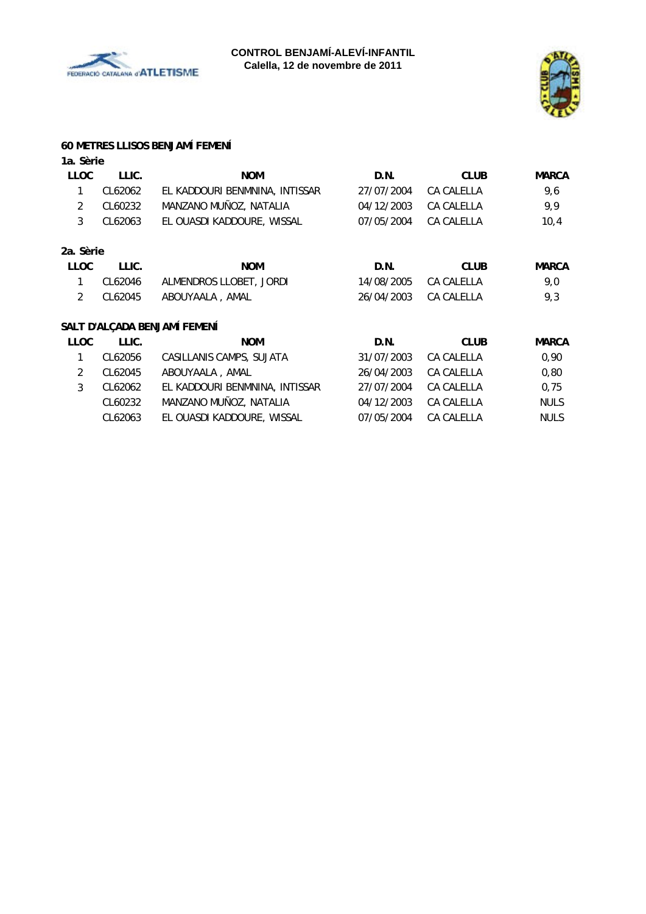**CONTROL BENJAMÍ-ALEVÍ-INFANTIL**
**Calella, 12 de novembre de 2011**

### 60 METRES LLISOS BENJAMÍ FEMENÍ

**1a. Sèrie**

| LLOC | LLIC. | NOM | D.N. | CLUB | MARCA |
|---|---|---|---|---|---|
| 1 | CL62062 | EL KADDOURI BENMNINA, INTISSAR | 27/07/2004 | CA CALELLA | 9,6 |
| 2 | CL60232 | MANZANO MUÑOZ, NATALIA | 04/12/2003 | CA CALELLA | 9,9 |
| 3 | CL62063 | EL OUASDI KADDOURE, WISSAL | 07/05/2004 | CA CALELLA | 10,4 |

**2a. Sèrie**

| LLOC | LLIC. | NOM | D.N. | CLUB | MARCA |
|---|---|---|---|---|---|
| 1 | CL62046 | ALMENDROS LLOBET, JORDI | 14/08/2005 | CA CALELLA | 9,0 |
| 2 | CL62045 | ABOUYAALA , AMAL | 26/04/2003 | CA CALELLA | 9,3 |

### SALT D'ALÇADA BENJAMÍ FEMENÍ

| LLOC | LLIC. | NOM | D.N. | CLUB | MARCA |
|---|---|---|---|---|---|
| 1 | CL62056 | CASILLANIS CAMPS, SUJATA | 31/07/2003 | CA CALELLA | 0,90 |
| 2 | CL62045 | ABOUYAALA , AMAL | 26/04/2003 | CA CALELLA | 0,80 |
| 3 | CL62062 | EL KADDOURI BENMNINA, INTISSAR | 27/07/2004 | CA CALELLA | 0,75 |
| | CL60232 | MANZANO MUÑOZ, NATALIA | 04/12/2003 | CA CALELLA | NULS |
| | CL62063 | EL OUASDI KADDOURE, WISSAL | 07/05/2004 | CA CALELLA | NULS |